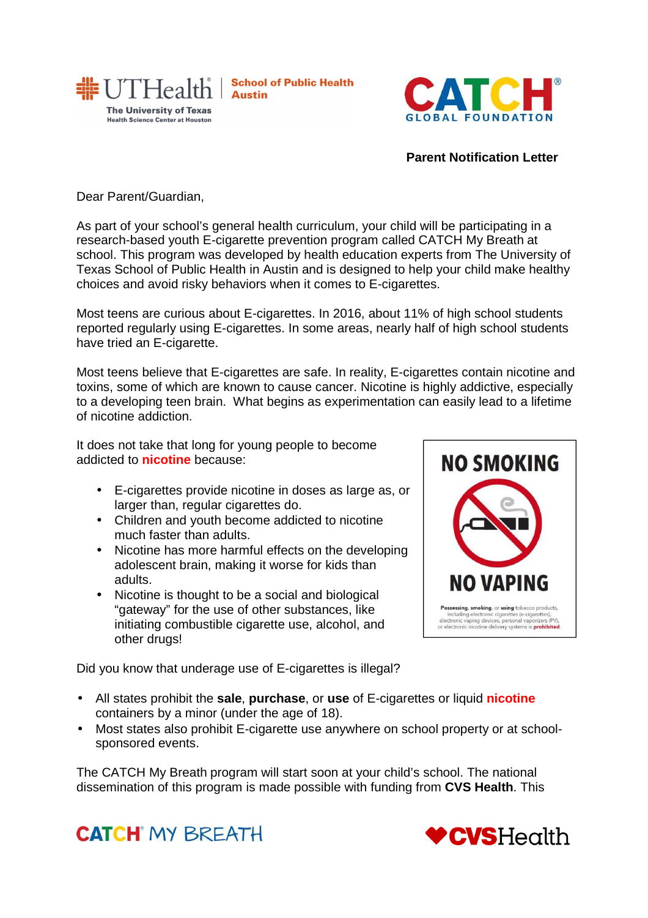UTHealth | School of Public Health Austin
The University of Texas Health Science Center at Houston

CATCH® GLOBAL FOUNDATION

**Parent Notification Letter**

Dear Parent/Guardian,

As part of your school's general health curriculum, your child will be participating in a research-based youth E-cigarette prevention program called CATCH My Breath at school. This program was developed by health education experts from The University of Texas School of Public Health in Austin and is designed to help your child make healthy choices and avoid risky behaviors when it comes to E-cigarettes.

Most teens are curious about E-cigarettes. In 2016, about 11% of high school students reported regularly using E-cigarettes. In some areas, nearly half of high school students have tried an E-cigarette.

Most teens believe that E-cigarettes are safe. In reality, E-cigarettes contain nicotine and toxins, some of which are known to cause cancer. Nicotine is highly addictive, especially to a developing teen brain. What begins as experimentation can easily lead to a lifetime of nicotine addiction.

It does not take that long for young people to become addicted to **nicotine** because:

- E-cigarettes provide nicotine in doses as large as, or larger than, regular cigarettes do.
- Children and youth become addicted to nicotine much faster than adults.
- Nicotine has more harmful effects on the developing adolescent brain, making it worse for kids than adults.
- Nicotine is thought to be a social and biological "gateway" for the use of other substances, like initiating combustible cigarette use, alcohol, and other drugs!

**NO SMOKING**

**NO VAPING**

**Possessing**, **smoking**, or **using** tobacco products, including electronic cigarettes (e-cigarettes), electronic vaping devices, personal vaporizers (PV), or electronic nicotine delivery systems is **prohibited**.

Did you know that underage use of E-cigarettes is illegal?

- All states prohibit the **sale**, **purchase**, or **use** of E-cigarettes or liquid **nicotine** containers by a minor (under the age of 18).
- Most states also prohibit E-cigarette use anywhere on school property or at school-sponsored events.

The CATCH My Breath program will start soon at your child's school. The national dissemination of this program is made possible with funding from **CVS Health**. This

CATCH® MY BREATH

CVSHealth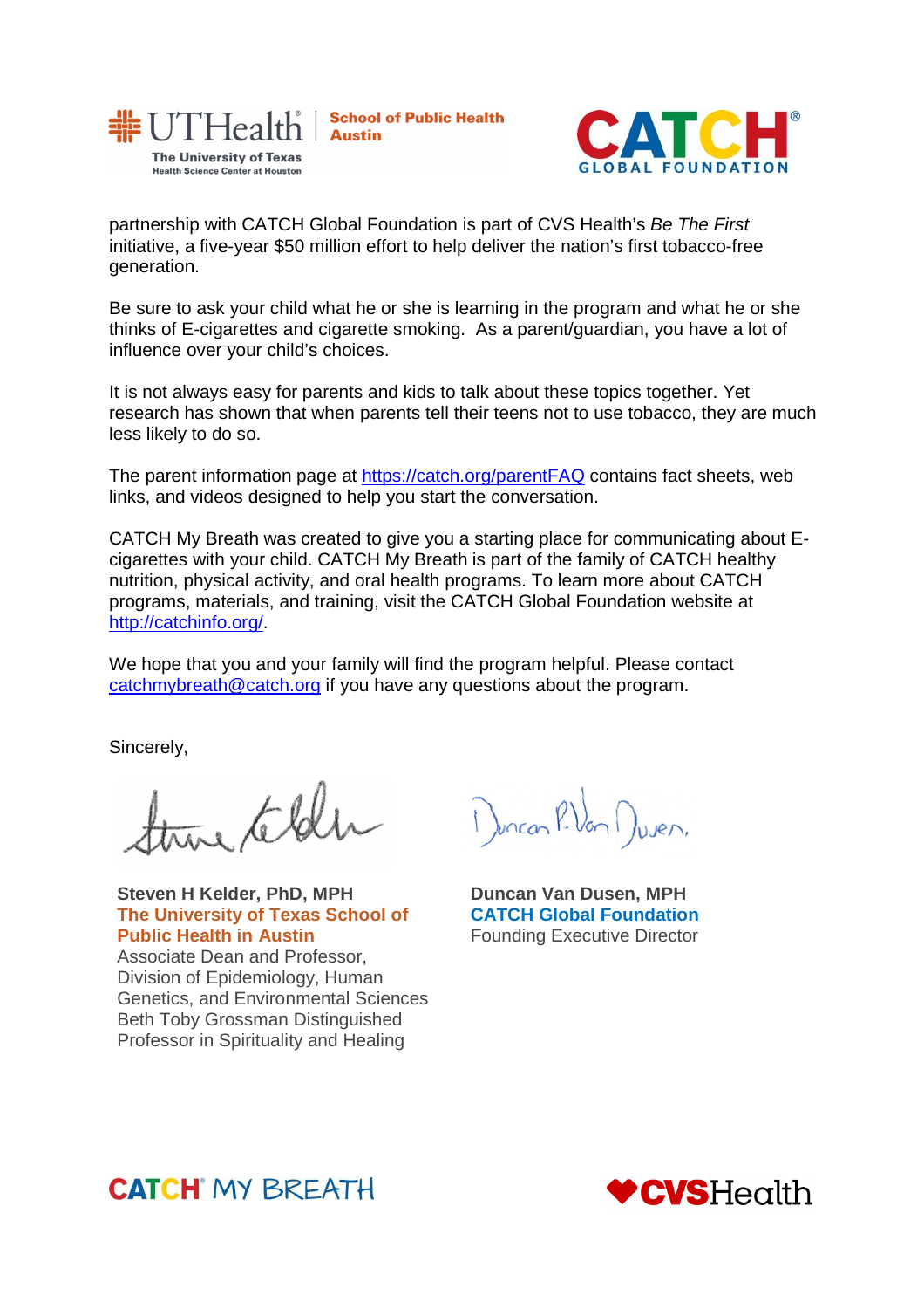partnership with CATCH Global Foundation is part of CVS Health's *Be The First* initiative, a five-year $50 million effort to help deliver the nation's first tobacco-free generation.

Be sure to ask your child what he or she is learning in the program and what he or she thinks of E-cigarettes and cigarette smoking. As a parent/guardian, you have a lot of influence over your child's choices.

It is not always easy for parents and kids to talk about these topics together. Yet research has shown that when parents tell their teens not to use tobacco, they are much less likely to do so.

The parent information page at https://catch.org/parentFAQ contains fact sheets, web links, and videos designed to help you start the conversation.

CATCH My Breath was created to give you a starting place for communicating about E-cigarettes with your child. CATCH My Breath is part of the family of CATCH healthy nutrition, physical activity, and oral health programs. To learn more about CATCH programs, materials, and training, visit the CATCH Global Foundation website at http://catchinfo.org/.

We hope that you and your family will find the program helpful. Please contact catchmybreath@catch.org if you have any questions about the program.

Sincerely,

**Steven H Kelder, PhD, MPH**
**The University of Texas School of Public Health in Austin**
Associate Dean and Professor,
Division of Epidemiology, Human Genetics, and Environmental Sciences
Beth Toby Grossman Distinguished Professor in Spirituality and Healing

**Duncan Van Dusen, MPH**
**CATCH Global Foundation**
Founding Executive Director